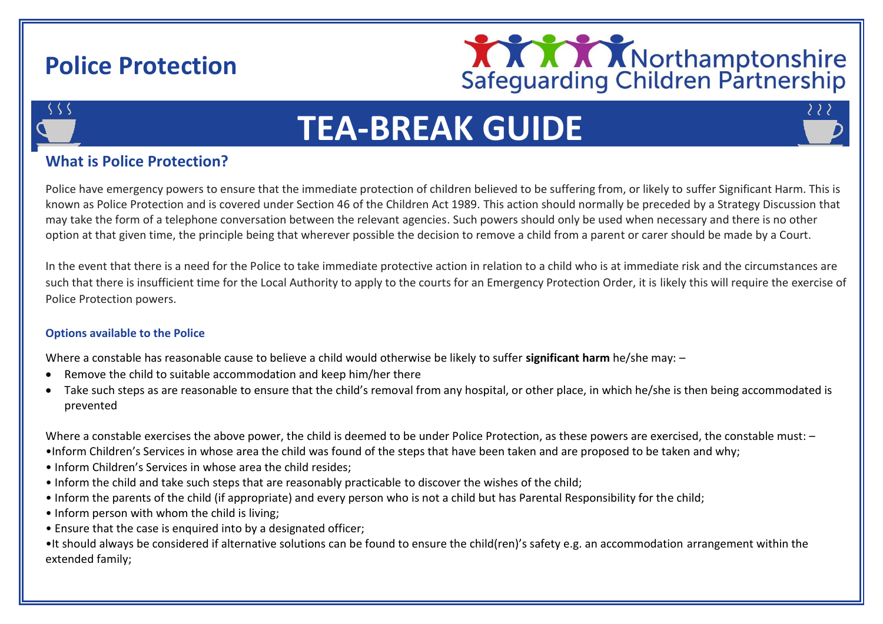# Police Protection

Northamptonshire Safeguarding Children Partnership

# TEA-BREAK GUIDE

## What is Police Protection?

Police have emergency powers to ensure that the immediate protection of children believed to be suffering from, or likely to suffer Significant Harm. This is known as Police Protection and is covered under Section 46 of the Children Act 1989. This action should normally be preceded by a Strategy Discussion that may take the form of a telephone conversation between the relevant agencies. Such powers should only be used when necessary and there is no other option at that given time, the principle being that wherever possible the decision to remove a child from a parent or carer should be made by a Court.

In the event that there is a need for the Police to take immediate protective action in relation to a child who is at immediate risk and the circumstances are such that there is insufficient time for the Local Authority to apply to the courts for an Emergency Protection Order, it is likely this will require the exercise of Police Protection powers.

### Options available to the Police

Where a constable has reasonable cause to believe a child would otherwise be likely to suffer **significant harm** he/she may: –

- Remove the child to suitable accommodation and keep him/her there
- Take such steps as are reasonable to ensure that the child's removal from any hospital, or other place, in which he/she is then being accommodated is prevented

Where a constable exercises the above power, the child is deemed to be under Police Protection, as these powers are exercised, the constable must: –

- Inform Children's Services in whose area the child was found of the steps that have been taken and are proposed to be taken and why;
- Inform Children's Services in whose area the child resides;
- Inform the child and take such steps that are reasonably practicable to discover the wishes of the child;
- Inform the parents of the child (if appropriate) and every person who is not a child but has Parental Responsibility for the child;
- Inform person with whom the child is living;
- Ensure that the case is enquired into by a designated officer;
- It should always be considered if alternative solutions can be found to ensure the child(ren)'s safety e.g. an accommodation arrangement within the extended family;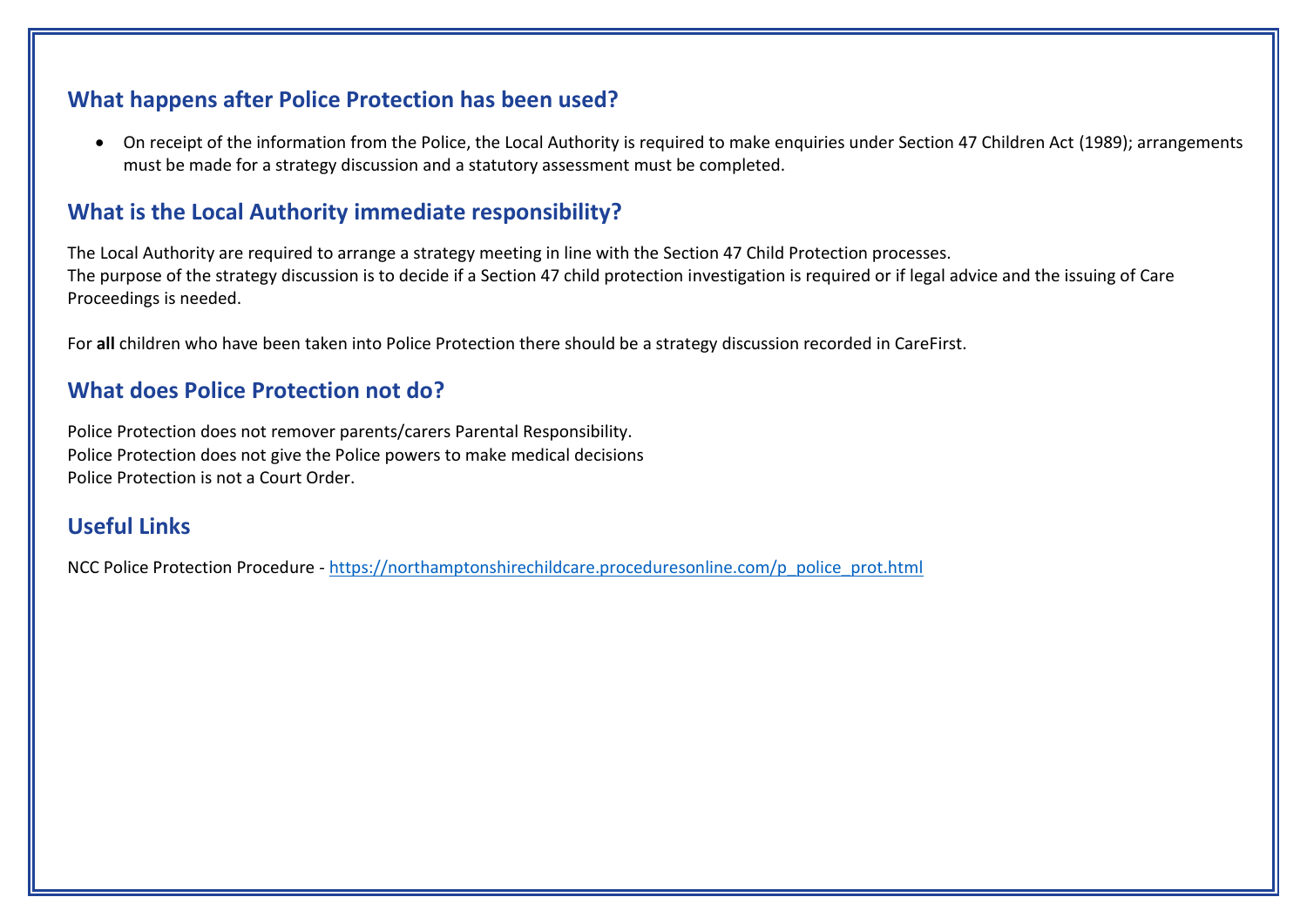## What happens after Police Protection has been used?

- On receipt of the information from the Police, the Local Authority is required to make enquiries under Section 47 Children Act (1989); arrangements must be made for a strategy discussion and a statutory assessment must be completed.

## What is the Local Authority immediate responsibility?

The Local Authority are required to arrange a strategy meeting in line with the Section 47 Child Protection processes.
The purpose of the strategy discussion is to decide if a Section 47 child protection investigation is required or if legal advice and the issuing of Care Proceedings is needed.

For **all** children who have been taken into Police Protection there should be a strategy discussion recorded in CareFirst.

## What does Police Protection not do?

Police Protection does not remover parents/carers Parental Responsibility.
Police Protection does not give the Police powers to make medical decisions
Police Protection is not a Court Order.

## Useful Links

NCC Police Protection Procedure - [https://northamptonshirechildcare.proceduresonline.com/p_police_prot.html](https://northamptonshirechildcare.proceduresonline.com/p_police_prot.html)